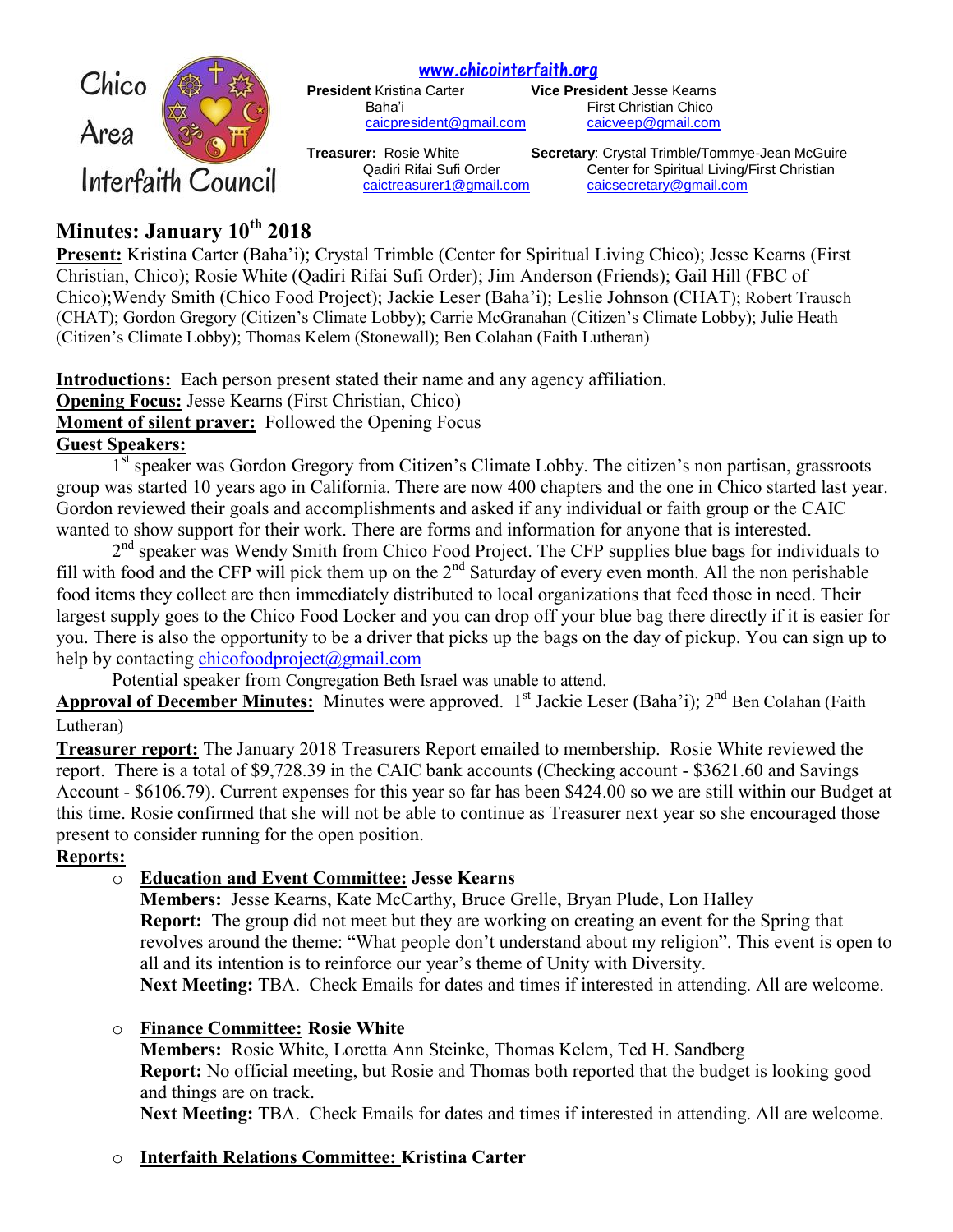Chico Area Interfaith Council

www.chicointerfaith.org

**President** Kristina Carter
Baha'i
caicpresident@gmail.com

**Vice President** Jesse Kearns
First Christian Chico
caicveep@gmail.com

**Treasurer:** Rosie White
Qadiri Rifai Sufi Order
caictreasurer1@gmail.com

**Secretary**: Crystal Trimble/Tommye-Jean McGuire
Center for Spiritual Living/First Christian
caicsecretary@gmail.com

# Minutes: January 10th 2018

**Present:** Kristina Carter (Baha'i); Crystal Trimble (Center for Spiritual Living Chico); Jesse Kearns (First Christian, Chico); Rosie White (Qadiri Rifai Sufi Order); Jim Anderson (Friends); Gail Hill (FBC of Chico);Wendy Smith (Chico Food Project); Jackie Leser (Baha'i); Leslie Johnson (CHAT); Robert Trausch (CHAT); Gordon Gregory (Citizen's Climate Lobby); Carrie McGranahan (Citizen's Climate Lobby); Julie Heath (Citizen's Climate Lobby); Thomas Kelem (Stonewall); Ben Colahan (Faith Lutheran)

**Introductions:** Each person present stated their name and any agency affiliation.

**Opening Focus:** Jesse Kearns (First Christian, Chico)

**Moment of silent prayer:** Followed the Opening Focus

**Guest Speakers:**

1st speaker was Gordon Gregory from Citizen's Climate Lobby. The citizen's non partisan, grassroots group was started 10 years ago in California. There are now 400 chapters and the one in Chico started last year. Gordon reviewed their goals and accomplishments and asked if any individual or faith group or the CAIC wanted to show support for their work. There are forms and information for anyone that is interested.

2nd speaker was Wendy Smith from Chico Food Project. The CFP supplies blue bags for individuals to fill with food and the CFP will pick them up on the 2nd Saturday of every even month. All the non perishable food items they collect are then immediately distributed to local organizations that feed those in need. Their largest supply goes to the Chico Food Locker and you can drop off your blue bag there directly if it is easier for you. There is also the opportunity to be a driver that picks up the bags on the day of pickup. You can sign up to help by contacting chicofoodproject@gmail.com

Potential speaker from Congregation Beth Israel was unable to attend.

**Approval of December Minutes:** Minutes were approved. 1st Jackie Leser (Baha'i); 2nd Ben Colahan (Faith Lutheran)

**Treasurer report:** The January 2018 Treasurers Report emailed to membership. Rosie White reviewed the report. There is a total of $9,728.39 in the CAIC bank accounts (Checking account - $3621.60 and Savings Account - $6106.79). Current expenses for this year so far has been $424.00 so we are still within our Budget at this time. Rosie confirmed that she will not be able to continue as Treasurer next year so she encouraged those present to consider running for the open position.

**Reports:**

- **Education and Event Committee: Jesse Kearns**
  **Members:** Jesse Kearns, Kate McCarthy, Bruce Grelle, Bryan Plude, Lon Halley
  **Report:** The group did not meet but they are working on creating an event for the Spring that revolves around the theme: "What people don't understand about my religion". This event is open to all and its intention is to reinforce our year's theme of Unity with Diversity.
  **Next Meeting:** TBA. Check Emails for dates and times if interested in attending. All are welcome.

- **Finance Committee: Rosie White**
  **Members:** Rosie White, Loretta Ann Steinke, Thomas Kelem, Ted H. Sandberg
  **Report:** No official meeting, but Rosie and Thomas both reported that the budget is looking good and things are on track.
  **Next Meeting:** TBA. Check Emails for dates and times if interested in attending. All are welcome.

- **Interfaith Relations Committee: Kristina Carter**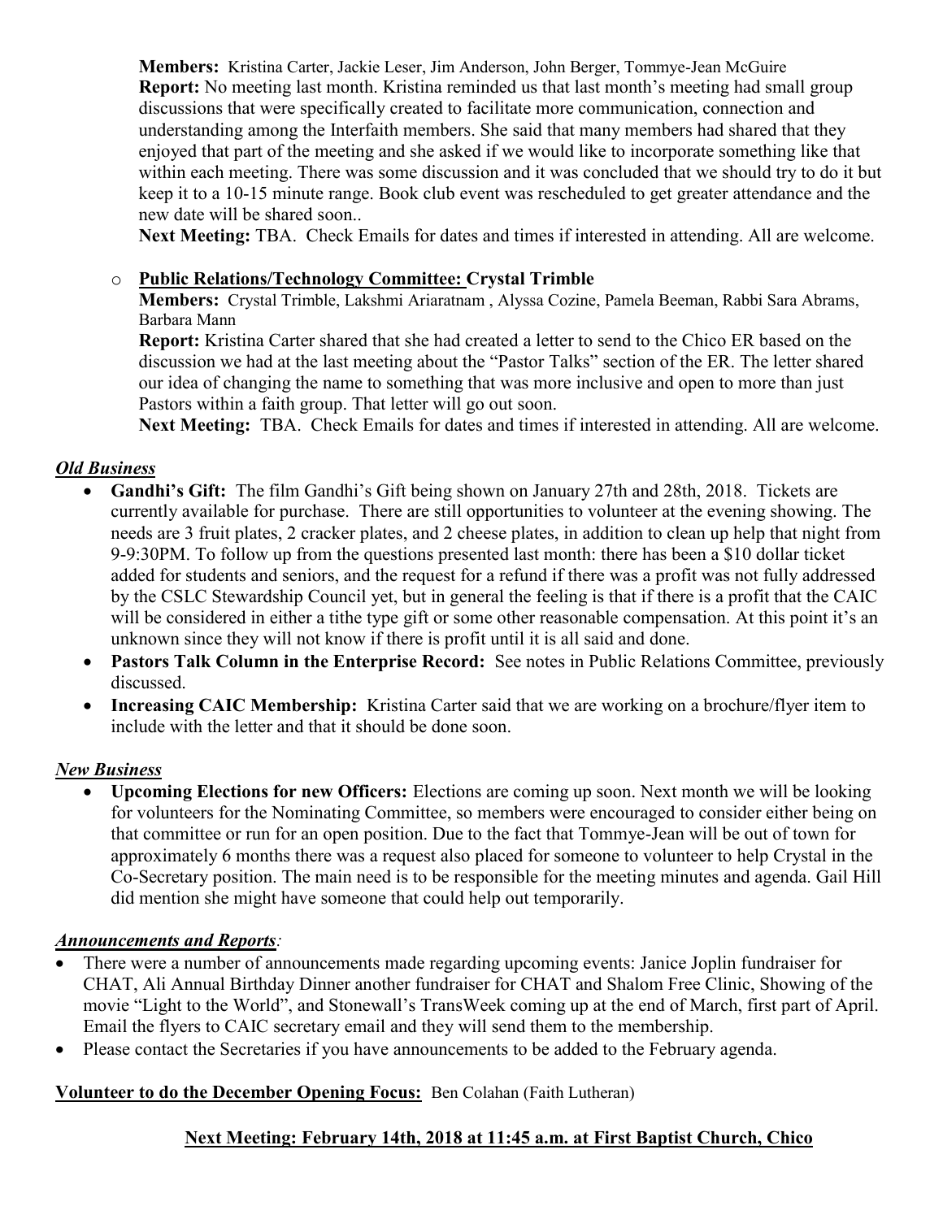**Members:** Kristina Carter, Jackie Leser, Jim Anderson, John Berger, Tommye-Jean McGuire
**Report:** No meeting last month. Kristina reminded us that last month's meeting had small group discussions that were specifically created to facilitate more communication, connection and understanding among the Interfaith members. She said that many members had shared that they enjoyed that part of the meeting and she asked if we would like to incorporate something like that within each meeting. There was some discussion and it was concluded that we should try to do it but keep it to a 10-15 minute range. Book club event was rescheduled to get greater attendance and the new date will be shared soon..
**Next Meeting:** TBA. Check Emails for dates and times if interested in attending. All are welcome.

- **Public Relations/Technology Committee: Crystal Trimble**
  **Members:** Crystal Trimble, Lakshmi Ariaratnam , Alyssa Cozine, Pamela Beeman, Rabbi Sara Abrams, Barbara Mann
  **Report:** Kristina Carter shared that she had created a letter to send to the Chico ER based on the discussion we had at the last meeting about the "Pastor Talks" section of the ER. The letter shared our idea of changing the name to something that was more inclusive and open to more than just Pastors within a faith group. That letter will go out soon.
  **Next Meeting:** TBA. Check Emails for dates and times if interested in attending. All are welcome.

## *Old Business*

- **Gandhi's Gift:** The film Gandhi's Gift being shown on January 27th and 28th, 2018. Tickets are currently available for purchase. There are still opportunities to volunteer at the evening showing. The needs are 3 fruit plates, 2 cracker plates, and 2 cheese plates, in addition to clean up help that night from 9-9:30PM. To follow up from the questions presented last month: there has been a $10 dollar ticket added for students and seniors, and the request for a refund if there was a profit was not fully addressed by the CSLC Stewardship Council yet, but in general the feeling is that if there is a profit that the CAIC will be considered in either a tithe type gift or some other reasonable compensation. At this point it's an unknown since they will not know if there is profit until it is all said and done.
- **Pastors Talk Column in the Enterprise Record:** See notes in Public Relations Committee, previously discussed.
- **Increasing CAIC Membership:** Kristina Carter said that we are working on a brochure/flyer item to include with the letter and that it should be done soon.

## *New Business*

- **Upcoming Elections for new Officers:** Elections are coming up soon. Next month we will be looking for volunteers for the Nominating Committee, so members were encouraged to consider either being on that committee or run for an open position. Due to the fact that Tommye-Jean will be out of town for approximately 6 months there was a request also placed for someone to volunteer to help Crystal in the Co-Secretary position. The main need is to be responsible for the meeting minutes and agenda. Gail Hill did mention she might have someone that could help out temporarily.

## *Announcements and Reports:*

- There were a number of announcements made regarding upcoming events: Janice Joplin fundraiser for CHAT, Ali Annual Birthday Dinner another fundraiser for CHAT and Shalom Free Clinic, Showing of the movie "Light to the World", and Stonewall's TransWeek coming up at the end of March, first part of April. Email the flyers to CAIC secretary email and they will send them to the membership.
- Please contact the Secretaries if you have announcements to be added to the February agenda.

**Volunteer to do the December Opening Focus:** Ben Colahan (Faith Lutheran)

**Next Meeting: February 14th, 2018 at 11:45 a.m. at First Baptist Church, Chico**